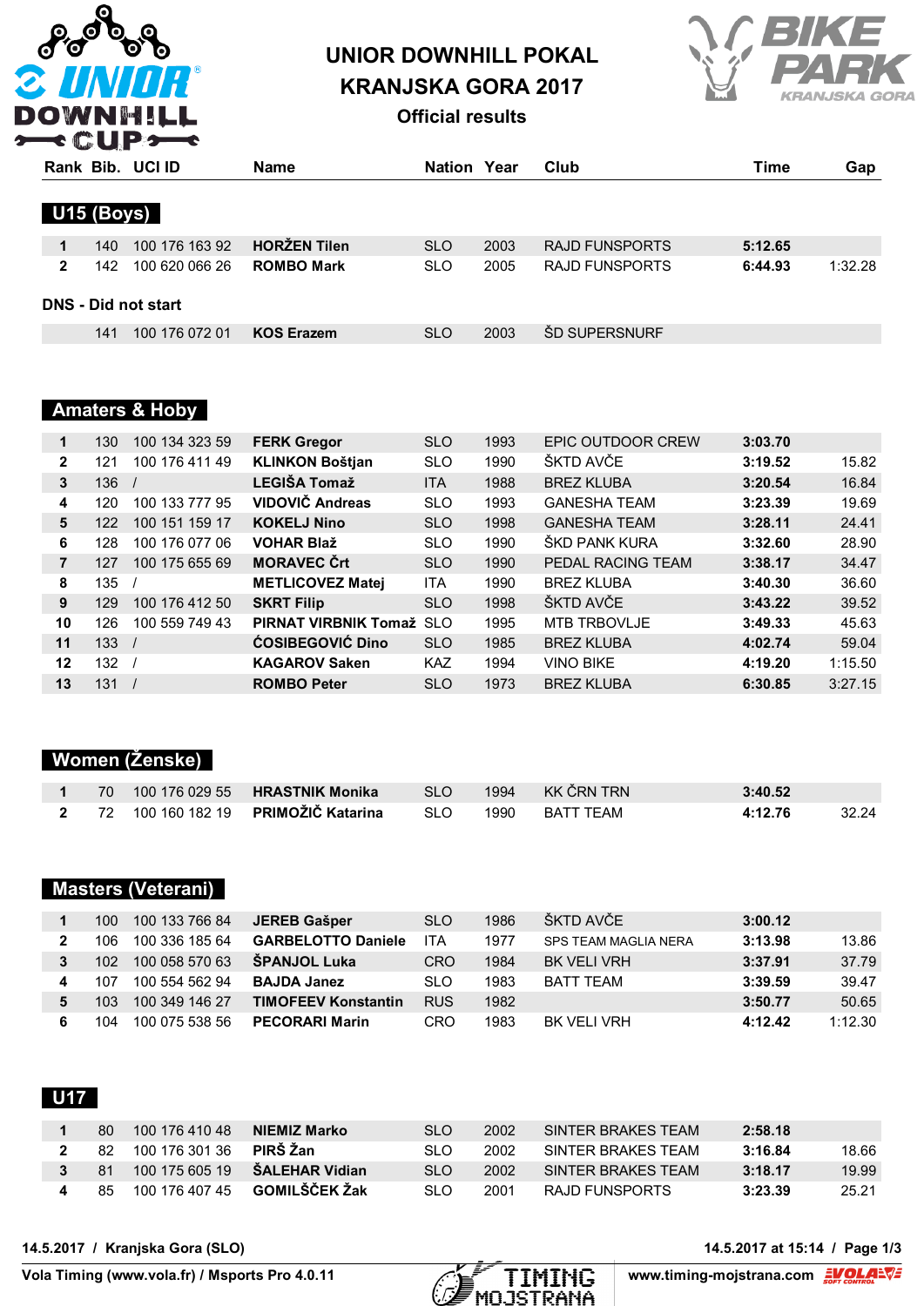# UNIOR DOWNHILL POKAL
# KRANJSKA GORA 2017
## Official results

| Rank | Bib. | UCI ID | Name | Nation | Year | Club | Time | Gap |
|---|---|---|---|---|---|---|---|---|

### U15 (Boys)

| Rank | Bib. | UCI ID | Name | Nation | Year | Club | Time | Gap |
|---|---|---|---|---|---|---|---|---|
| 1 | 140 | 100 176 163 92 | **HORŽEN Tilen** | SLO | 2003 | RAJD FUNSPORTS | **5:12.65** | |
| 2 | 142 | 100 620 066 26 | **ROMBO Mark** | SLO | 2005 | RAJD FUNSPORTS | **6:44.93** | 1:32.28 |

**DNS - Did not start**

| Rank | Bib. | UCI ID | Name | Nation | Year | Club | Time | Gap |
|---|---|---|---|---|---|---|---|---|
| | 141 | 100 176 072 01 | **KOS Erazem** | SLO | 2003 | ŠD SUPERSNURF | | |

### Amaters & Hoby

| Rank | Bib. | UCI ID | Name | Nation | Year | Club | Time | Gap |
|---|---|---|---|---|---|---|---|---|
| 1 | 130 | 100 134 323 59 | **FERK Gregor** | SLO | 1993 | EPIC OUTDOOR CREW | **3:03.70** | |
| 2 | 121 | 100 176 411 49 | **KLINKON Boštjan** | SLO | 1990 | ŠKTD AVČE | **3:19.52** | 15.82 |
| 3 | 136 | / | **LEGIŠA Tomaž** | ITA | 1988 | BREZ KLUBA | **3:20.54** | 16.84 |
| 4 | 120 | 100 133 777 95 | **VIDOVIČ Andreas** | SLO | 1993 | GANESHA TEAM | **3:23.39** | 19.69 |
| 5 | 122 | 100 151 159 17 | **KOKELJ Nino** | SLO | 1998 | GANESHA TEAM | **3:28.11** | 24.41 |
| 6 | 128 | 100 176 077 06 | **VOHAR Blaž** | SLO | 1990 | ŠKD PANK KURA | **3:32.60** | 28.90 |
| 7 | 127 | 100 175 655 69 | **MORAVEC Črt** | SLO | 1990 | PEDAL RACING TEAM | **3:38.17** | 34.47 |
| 8 | 135 | / | **METLICOVEZ Matej** | ITA | 1990 | BREZ KLUBA | **3:40.30** | 36.60 |
| 9 | 129 | 100 176 412 50 | **SKRT Filip** | SLO | 1998 | ŠKTD AVČE | **3:43.22** | 39.52 |
| 10 | 126 | 100 559 749 43 | **PIRNAT VIRBNIK Tomaž** | SLO | 1995 | MTB TRBOVLJE | **3:49.33** | 45.63 |
| 11 | 133 | / | **ĆOSIBEGOVIĆ Dino** | SLO | 1985 | BREZ KLUBA | **4:02.74** | 59.04 |
| 12 | 132 | / | **KAGAROV Saken** | KAZ | 1994 | VINO BIKE | **4:19.20** | 1:15.50 |
| 13 | 131 | / | **ROMBO Peter** | SLO | 1973 | BREZ KLUBA | **6:30.85** | 3:27.15 |

### Women (Ženske)

| Rank | Bib. | UCI ID | Name | Nation | Year | Club | Time | Gap |
|---|---|---|---|---|---|---|---|---|
| 1 | 70 | 100 176 029 55 | **HRASTNIK Monika** | SLO | 1994 | KK ČRN TRN | **3:40.52** | |
| 2 | 72 | 100 160 182 19 | **PRIMOŽIČ Katarina** | SLO | 1990 | BATT TEAM | **4:12.76** | 32.24 |

### Masters (Veterani)

| Rank | Bib. | UCI ID | Name | Nation | Year | Club | Time | Gap |
|---|---|---|---|---|---|---|---|---|
| 1 | 100 | 100 133 766 84 | **JEREB Gašper** | SLO | 1986 | ŠKTD AVČE | **3:00.12** | |
| 2 | 106 | 100 336 185 64 | **GARBELOTTO Daniele** | ITA | 1977 | SPS TEAM MAGLIA NERA | **3:13.98** | 13.86 |
| 3 | 102 | 100 058 570 63 | **ŠPANJOL Luka** | CRO | 1984 | BK VELI VRH | **3:37.91** | 37.79 |
| 4 | 107 | 100 554 562 94 | **BAJDA Janez** | SLO | 1983 | BATT TEAM | **3:39.59** | 39.47 |
| 5 | 103 | 100 349 146 27 | **TIMOFEEV Konstantin** | RUS | 1982 | | **3:50.77** | 50.65 |
| 6 | 104 | 100 075 538 56 | **PECORARI Marin** | CRO | 1983 | BK VELI VRH | **4:12.42** | 1:12.30 |

### U17

| Rank | Bib. | UCI ID | Name | Nation | Year | Club | Time | Gap |
|---|---|---|---|---|---|---|---|---|
| 1 | 80 | 100 176 410 48 | **NIEMIZ Marko** | SLO | 2002 | SINTER BRAKES TEAM | **2:58.18** | |
| 2 | 82 | 100 176 301 36 | **PIRŠ Žan** | SLO | 2002 | SINTER BRAKES TEAM | **3:16.84** | 18.66 |
| 3 | 81 | 100 175 605 19 | **ŠALEHAR Vidian** | SLO | 2002 | SINTER BRAKES TEAM | **3:18.17** | 19.99 |
| 4 | 85 | 100 176 407 45 | **GOMILŠČEK Žak** | SLO | 2001 | RAJD FUNSPORTS | **3:23.39** | 25.21 |

**14.5.2017 / Kranjska Gora (SLO)** — **14.5.2017 at 15:14**

**Vola Timing (www.vola.fr) / Msports Pro 4.0.11** — **www.timing-mojstrana.com**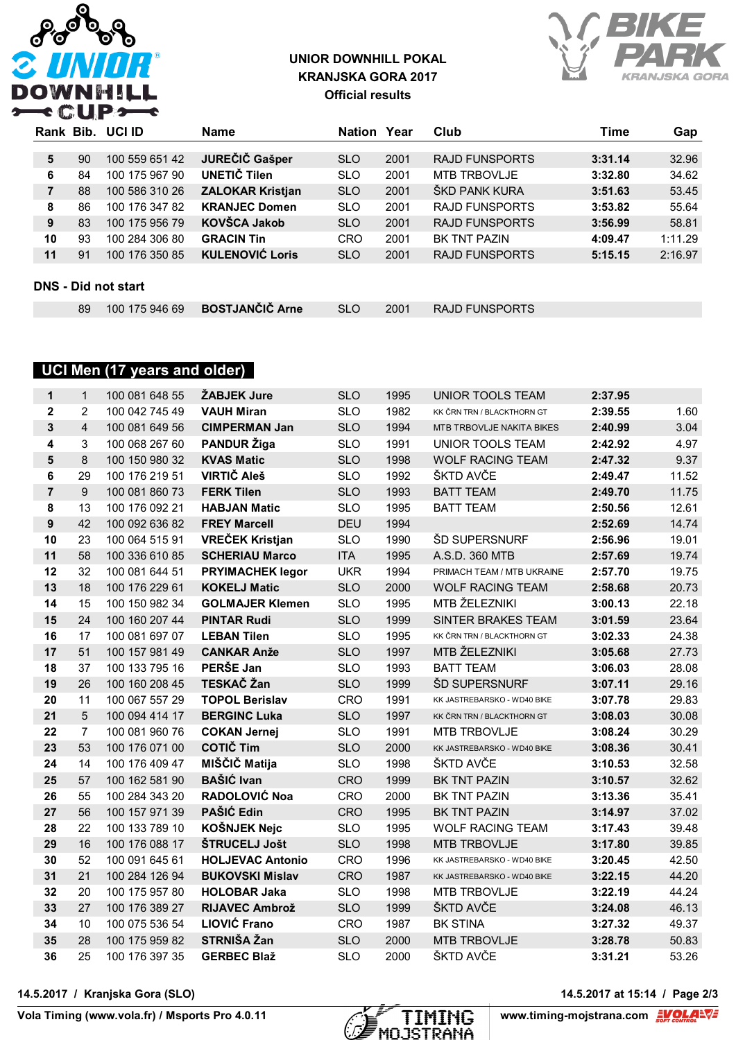**UNIOR DOWNHILL POKAL**
**KRANJSKA GORA 2017**
**Official results**

| Rank | Bib. | UCI ID | Name | Nation | Year | Club | Time | Gap |
|---|---|---|---|---|---|---|---|---|
| 5 | 90 | 100 559 651 42 | **JUREČIČ Gašper** | SLO | 2001 | RAJD FUNSPORTS | **3:31.14** | 32.96 |
| 6 | 84 | 100 175 967 90 | **UNETIČ Tilen** | SLO | 2001 | MTB TRBOVLJE | **3:32.80** | 34.62 |
| 7 | 88 | 100 586 310 26 | **ZALOKAR Kristjan** | SLO | 2001 | ŠKD PANK KURA | **3:51.63** | 53.45 |
| 8 | 86 | 100 176 347 82 | **KRANJEC Domen** | SLO | 2001 | RAJD FUNSPORTS | **3:53.82** | 55.64 |
| 9 | 83 | 100 175 956 79 | **KOVŠCA Jakob** | SLO | 2001 | RAJD FUNSPORTS | **3:56.99** | 58.81 |
| 10 | 93 | 100 284 306 80 | **GRACIN Tin** | CRO | 2001 | BK TNT PAZIN | **4:09.47** | 1:11.29 |
| 11 | 91 | 100 176 350 85 | **KULENOVIĆ Loris** | SLO | 2001 | RAJD FUNSPORTS | **5:15.15** | 2:16.97 |

**DNS - Did not start**

| Rank | Bib. | UCI ID | Name | Nation | Year | Club | Time | Gap |
|---|---|---|---|---|---|---|---|---|
| | 89 | 100 175 946 69 | **BOSTJANČIČ Arne** | SLO | 2001 | RAJD FUNSPORTS | | |

## UCI Men (17 years and older)

| Rank | Bib. | UCI ID | Name | Nation | Year | Club | Time | Gap |
|---|---|---|---|---|---|---|---|---|
| 1 | 1 | 100 081 648 55 | **ŽABJEK Jure** | SLO | 1995 | UNIOR TOOLS TEAM | **2:37.95** | |
| 2 | 2 | 100 042 745 49 | **VAUH Miran** | SLO | 1982 | KK ČRN TRN / BLACKTHORN GT | **2:39.55** | 1.60 |
| 3 | 4 | 100 081 649 56 | **CIMPERMAN Jan** | SLO | 1994 | MTB TRBOVLJE NAKITA BIKES | **2:40.99** | 3.04 |
| 4 | 3 | 100 068 267 60 | **PANDUR Žiga** | SLO | 1991 | UNIOR TOOLS TEAM | **2:42.92** | 4.97 |
| 5 | 8 | 100 150 980 32 | **KVAS Matic** | SLO | 1998 | WOLF RACING TEAM | **2:47.32** | 9.37 |
| 6 | 29 | 100 176 219 51 | **VIRTIČ Aleš** | SLO | 1992 | ŠKTD AVČE | **2:49.47** | 11.52 |
| 7 | 9 | 100 081 860 73 | **FERK Tilen** | SLO | 1993 | BATT TEAM | **2:49.70** | 11.75 |
| 8 | 13 | 100 176 092 21 | **HABJAN Matic** | SLO | 1995 | BATT TEAM | **2:50.56** | 12.61 |
| 9 | 42 | 100 092 636 82 | **FREY Marcell** | DEU | 1994 | | **2:52.69** | 14.74 |
| 10 | 23 | 100 064 515 91 | **VREČEK Kristjan** | SLO | 1990 | ŠD SUPERSNURF | **2:56.96** | 19.01 |
| 11 | 58 | 100 336 610 85 | **SCHERIAU Marco** | ITA | 1995 | A.S.D. 360 MTB | **2:57.69** | 19.74 |
| 12 | 32 | 100 081 644 51 | **PRYIMACHEK legor** | UKR | 1994 | PRIMACH TEAM / MTB UKRAINE | **2:57.70** | 19.75 |
| 13 | 18 | 100 176 229 61 | **KOKELJ Matic** | SLO | 2000 | WOLF RACING TEAM | **2:58.68** | 20.73 |
| 14 | 15 | 100 150 982 34 | **GOLMAJER Klemen** | SLO | 1995 | MTB ŽELEZNIKI | **3:00.13** | 22.18 |
| 15 | 24 | 100 160 207 44 | **PINTAR Rudi** | SLO | 1999 | SINTER BRAKES TEAM | **3:01.59** | 23.64 |
| 16 | 17 | 100 081 697 07 | **LEBAN Tilen** | SLO | 1995 | KK ČRN TRN / BLACKTHORN GT | **3:02.33** | 24.38 |
| 17 | 51 | 100 157 981 49 | **CANKAR Anže** | SLO | 1997 | MTB ŽELEZNIKI | **3:05.68** | 27.73 |
| 18 | 37 | 100 133 795 16 | **PERŠE Jan** | SLO | 1993 | BATT TEAM | **3:06.03** | 28.08 |
| 19 | 26 | 100 160 208 45 | **TESKAČ Žan** | SLO | 1999 | ŠD SUPERSNURF | **3:07.11** | 29.16 |
| 20 | 11 | 100 067 557 29 | **TOPOL Berislav** | CRO | 1991 | KK JASTREBARSKO - WD40 BIKE | **3:07.78** | 29.83 |
| 21 | 5 | 100 094 414 17 | **BERGINC Luka** | SLO | 1997 | KK ČRN TRN / BLACKTHORN GT | **3:08.03** | 30.08 |
| 22 | 7 | 100 081 960 76 | **COKAN Jernej** | SLO | 1991 | MTB TRBOVLJE | **3:08.24** | 30.29 |
| 23 | 53 | 100 176 071 00 | **COTIČ Tim** | SLO | 2000 | KK JASTREBARSKO - WD40 BIKE | **3:08.36** | 30.41 |
| 24 | 14 | 100 176 409 47 | **MIŠČIČ Matija** | SLO | 1998 | ŠKTD AVČE | **3:10.53** | 32.58 |
| 25 | 57 | 100 162 581 90 | **BAŠIĆ Ivan** | CRO | 1999 | BK TNT PAZIN | **3:10.57** | 32.62 |
| 26 | 55 | 100 284 343 20 | **RADOLOVIĆ Noa** | CRO | 2000 | BK TNT PAZIN | **3:13.36** | 35.41 |
| 27 | 56 | 100 157 971 39 | **PAŠIĆ Edin** | CRO | 1995 | BK TNT PAZIN | **3:14.97** | 37.02 |
| 28 | 22 | 100 133 789 10 | **KOŠNJEK Nejc** | SLO | 1995 | WOLF RACING TEAM | **3:17.43** | 39.48 |
| 29 | 16 | 100 176 088 17 | **ŠTRUCELJ Jošt** | SLO | 1998 | MTB TRBOVLJE | **3:17.80** | 39.85 |
| 30 | 52 | 100 091 645 61 | **HOLJEVAC Antonio** | CRO | 1996 | KK JASTREBARSKO - WD40 BIKE | **3:20.45** | 42.50 |
| 31 | 21 | 100 284 126 94 | **BUKOVSKI Mislav** | CRO | 1987 | KK JASTREBARSKO - WD40 BIKE | **3:22.15** | 44.20 |
| 32 | 20 | 100 175 957 80 | **HOLOBAR Jaka** | SLO | 1998 | MTB TRBOVLJE | **3:22.19** | 44.24 |
| 33 | 27 | 100 176 389 27 | **RIJAVEC Ambrož** | SLO | 1999 | ŠKTD AVČE | **3:24.08** | 46.13 |
| 34 | 10 | 100 075 536 54 | **LIOVIĆ Frano** | CRO | 1987 | BK STINA | **3:27.32** | 49.37 |
| 35 | 28 | 100 175 959 82 | **STRNIŠA Žan** | SLO | 2000 | MTB TRBOVLJE | **3:28.78** | 50.83 |
| 36 | 25 | 100 176 397 35 | **GERBEC Blaž** | SLO | 2000 | ŠKTD AVČE | **3:31.21** | 53.26 |

**14.5.2017 / Kranjska Gora (SLO)** — **14.5.2017 at 15:14**

**Vola Timing (www.vola.fr) / Msports Pro 4.0.11** — **www.timing-mojstrana.com**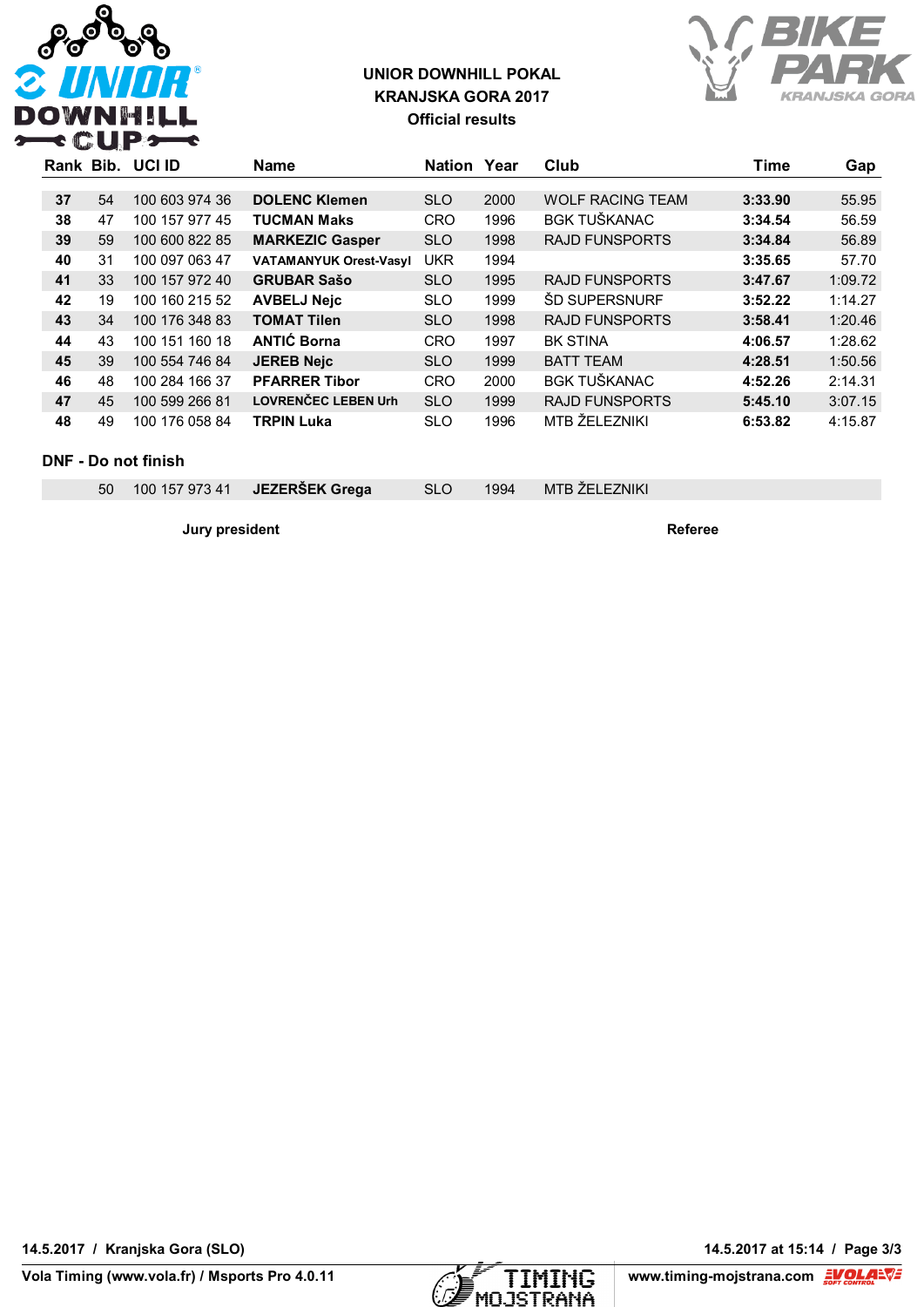**UNIOR DOWNHILL POKAL**
**KRANJSKA GORA 2017**
**Official results**

| Rank | Bib. | UCI ID | Name | Nation | Year | Club | Time | Gap |
|---|---|---|---|---|---|---|---|---|
| **37** | 54 | 100 603 974 36 | **DOLENC Klemen** | SLO | 2000 | WOLF RACING TEAM | **3:33.90** | 55.95 |
| **38** | 47 | 100 157 977 45 | **TUCMAN Maks** | CRO | 1996 | BGK TUŠKANAC | **3:34.54** | 56.59 |
| **39** | 59 | 100 600 822 85 | **MARKEZIC Gasper** | SLO | 1998 | RAJD FUNSPORTS | **3:34.84** | 56.89 |
| **40** | 31 | 100 097 063 47 | **VATAMANYUK Orest-Vasyl** | UKR | 1994 | | **3:35.65** | 57.70 |
| **41** | 33 | 100 157 972 40 | **GRUBAR Sašo** | SLO | 1995 | RAJD FUNSPORTS | **3:47.67** | 1:09.72 |
| **42** | 19 | 100 160 215 52 | **AVBELJ Nejc** | SLO | 1999 | ŠD SUPERSNURF | **3:52.22** | 1:14.27 |
| **43** | 34 | 100 176 348 83 | **TOMAT Tilen** | SLO | 1998 | RAJD FUNSPORTS | **3:58.41** | 1:20.46 |
| **44** | 43 | 100 151 160 18 | **ANTIĆ Borna** | CRO | 1997 | BK STINA | **4:06.57** | 1:28.62 |
| **45** | 39 | 100 554 746 84 | **JEREB Nejc** | SLO | 1999 | BATT TEAM | **4:28.51** | 1:50.56 |
| **46** | 48 | 100 284 166 37 | **PFARRER Tibor** | CRO | 2000 | BGK TUŠKANAC | **4:52.26** | 2:14.31 |
| **47** | 45 | 100 599 266 81 | **LOVRENČEC LEBEN Urh** | SLO | 1999 | RAJD FUNSPORTS | **5:45.10** | 3:07.15 |
| **48** | 49 | 100 176 058 84 | **TRPIN Luka** | SLO | 1996 | MTB ŽELEZNIKI | **6:53.82** | 4:15.87 |

**DNF - Do not finish**

| | Bib. | UCI ID | Name | Nation | Year | Club |
|---|---|---|---|---|---|---|
| | 50 | 100 157 973 41 | **JEZERŠEK Grega** | SLO | 1994 | MTB ŽELEZNIKI |

**Jury president** **Referee**

**14.5.2017 / Kranjska Gora (SLO)** **14.5.2017 at 15:14**

**Vola Timing (www.vola.fr) / Msports Pro 4.0.11** **www.timing-mojstrana.com**